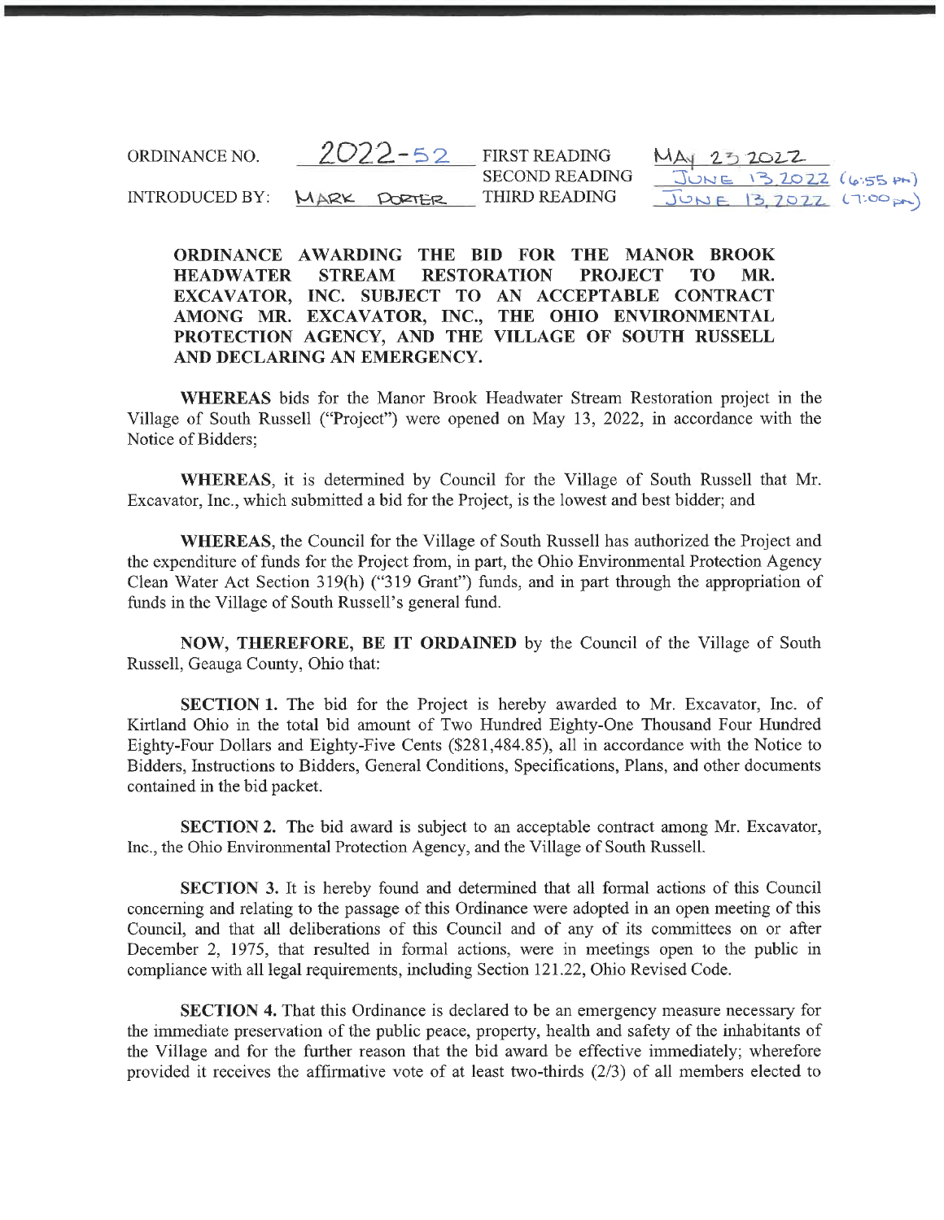ORDINANCE NO. 2022-52 FIRST READING MAY 23 2022

SECOND READING JUNE 13, 2022 (6:55 PM)

INTRODUCED BY: MARK PORTER THIRD READING JUNE 13, 2022 (7:00 PM)

**ORDINANCE AWARDING THE BID FOR THE MANOR BROOK HEADWATER STREAM RESTORATION PROJECT TO MR. EXCAVATOR, INC. SUBJECT TO AN ACCEPTABLE CONTRACT AMONG MR. EXCAVATOR, INC., THE OHIO ENVIRONMENTAL PROTECTION AGENCY, AND THE VILLAGE OF SOUTH RUSSELL AND DECLARING AN EMERGENCY.**

**WHEREAS** bids for the Manor Brook Headwater Stream Restoration project in the Village of South Russell ("Project") were opened on May 13, 2022, in accordance with the Notice of Bidders;

**WHEREAS**, it is determined by Council for the Village of South Russell that Mr. Excavator, Inc., which submitted a bid for the Project, is the lowest and best bidder; and

**WHEREAS**, the Council for the Village of South Russell has authorized the Project and the expenditure of funds for the Project from, in part, the Ohio Environmental Protection Agency Clean Water Act Section 319(h) ("319 Grant") funds, and in part through the appropriation of funds in the Village of South Russell's general fund.

**NOW, THEREFORE, BE IT ORDAINED** by the Council of the Village of South Russell, Geauga County, Ohio that:

**SECTION 1.** The bid for the Project is hereby awarded to Mr. Excavator, Inc. of Kirtland Ohio in the total bid amount of Two Hundred Eighty-One Thousand Four Hundred Eighty-Four Dollars and Eighty-Five Cents ($281,484.85), all in accordance with the Notice to Bidders, Instructions to Bidders, General Conditions, Specifications, Plans, and other documents contained in the bid packet.

**SECTION 2.** The bid award is subject to an acceptable contract among Mr. Excavator, Inc., the Ohio Environmental Protection Agency, and the Village of South Russell.

**SECTION 3.** It is hereby found and determined that all formal actions of this Council concerning and relating to the passage of this Ordinance were adopted in an open meeting of this Council, and that all deliberations of this Council and of any of its committees on or after December 2, 1975, that resulted in formal actions, were in meetings open to the public in compliance with all legal requirements, including Section 121.22, Ohio Revised Code.

**SECTION 4.** That this Ordinance is declared to be an emergency measure necessary for the immediate preservation of the public peace, property, health and safety of the inhabitants of the Village and for the further reason that the bid award be effective immediately; wherefore provided it receives the affirmative vote of at least two-thirds (2/3) of all members elected to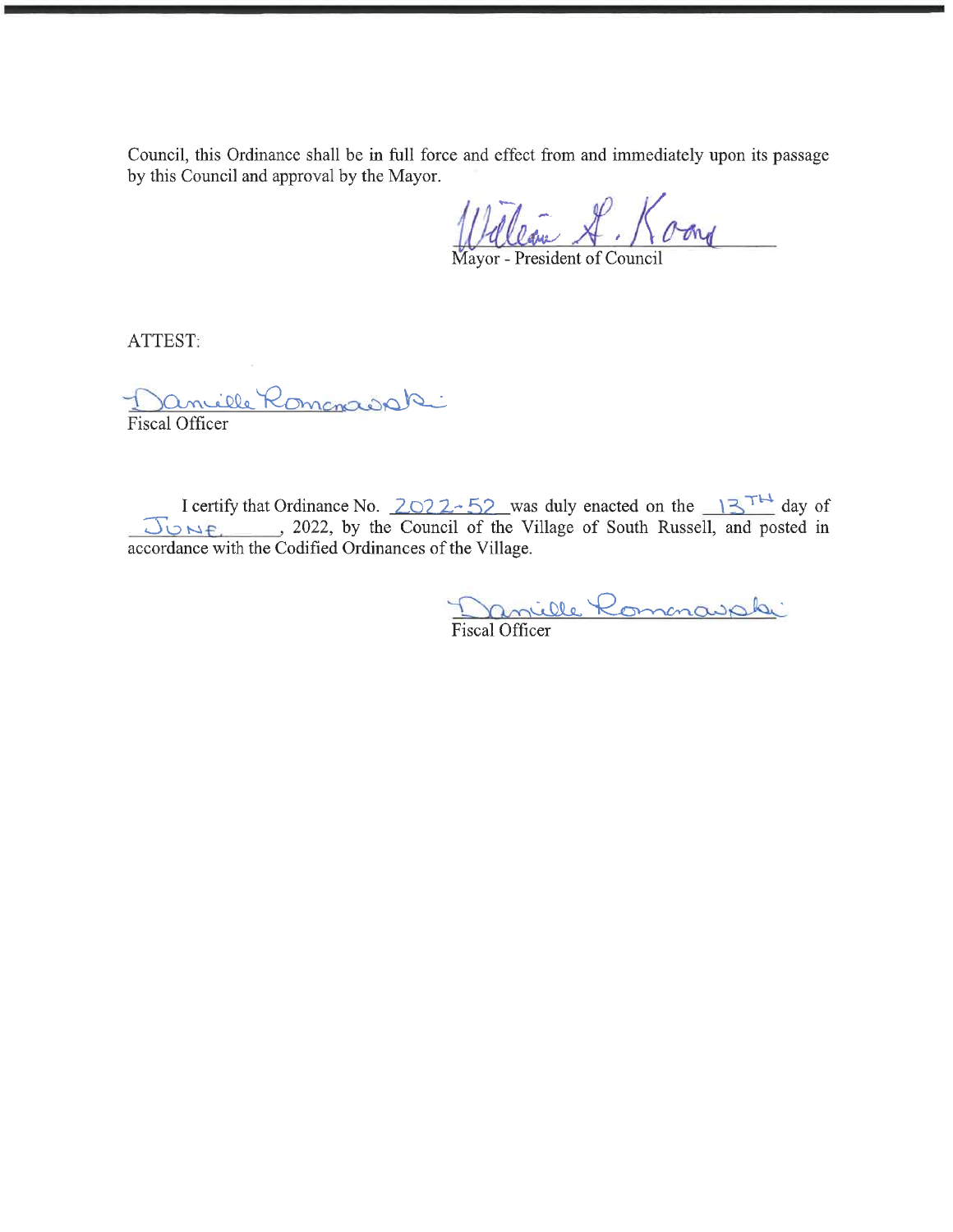Council, this Ordinance shall be in full force and effect from and immediately upon its passage by this Council and approval by the Mayor.

William G. Koons

Mayor - President of Council

ATTEST:

Danielle Romanowski

Fiscal Officer

I certify that Ordinance No. 2022-52 was duly enacted on the 13TH day of JUNE, 2022, by the Council of the Village of South Russell, and posted in accordance with the Codified Ordinances of the Village.

Danielle Romanowski

Fiscal Officer